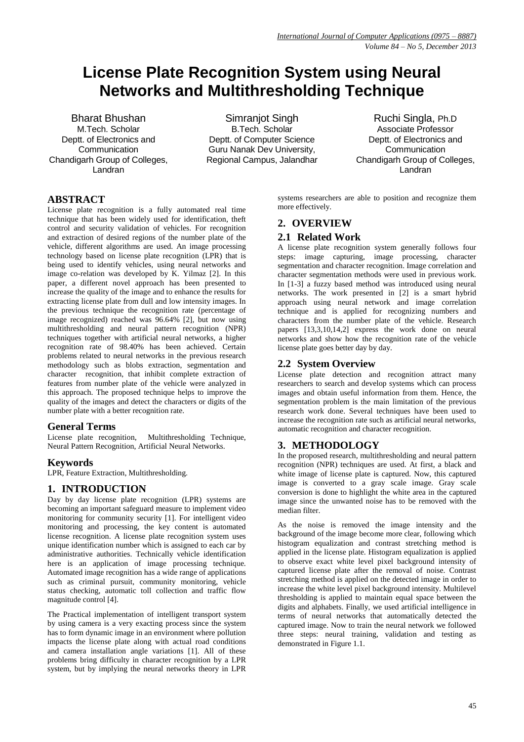# License Plate Recognition System using Neural Networks and Multithresholding Technique

Bharat Bhushan
M.Tech. Scholar
Deptt. of Electronics and Communication
Chandigarh Group of Colleges, Landran

Simranjot Singh
B.Tech. Scholar
Deptt. of Computer Science
Guru Nanak Dev University, Regional Campus, Jalandhar

Ruchi Singla, Ph.D
Associate Professor
Deptt. of Electronics and Communication
Chandigarh Group of Colleges, Landran

## ABSTRACT

License plate recognition is a fully automated real time technique that has been widely used for identification, theft control and security validation of vehicles. For recognition and extraction of desired regions of the number plate of the vehicle, different algorithms are used. An image processing technology based on license plate recognition (LPR) that is being used to identify vehicles, using neural networks and image co-relation was developed by K. Yilmaz [2]. In this paper, a different novel approach has been presented to increase the quality of the image and to enhance the results for extracting license plate from dull and low intensity images. In the previous technique the recognition rate (percentage of image recognized) reached was 96.64% [2], but now using multithresholding and neural pattern recognition (NPR) techniques together with artificial neural networks, a higher recognition rate of 98.40% has been achieved. Certain problems related to neural networks in the previous research methodology such as blobs extraction, segmentation and character recognition, that inhibit complete extraction of features from number plate of the vehicle were analyzed in this approach. The proposed technique helps to improve the quality of the images and detect the characters or digits of the number plate with a better recognition rate.

### General Terms

License plate recognition, Multithresholding Technique, Neural Pattern Recognition, Artificial Neural Networks.

### Keywords

LPR, Feature Extraction, Multithresholding.

## 1. INTRODUCTION

Day by day license plate recognition (LPR) systems are becoming an important safeguard measure to implement video monitoring for community security [1]. For intelligent video monitoring and processing, the key content is automated license recognition. A license plate recognition system uses unique identification number which is assigned to each car by administrative authorities. Technically vehicle identification here is an application of image processing technique. Automated image recognition has a wide range of applications such as criminal pursuit, community monitoring, vehicle status checking, automatic toll collection and traffic flow magnitude control [4].

The Practical implementation of intelligent transport system by using camera is a very exacting process since the system has to form dynamic image in an environment where pollution impacts the license plate along with actual road conditions and camera installation angle variations [1]. All of these problems bring difficulty in character recognition by a LPR system, but by implying the neural networks theory in LPR systems researchers are able to position and recognize them more effectively.

## 2. OVERVIEW

### 2.1 Related Work

A license plate recognition system generally follows four steps: image capturing, image processing, character segmentation and character recognition. Image correlation and character segmentation methods were used in previous work. In [1-3] a fuzzy based method was introduced using neural networks. The work presented in [2] is a smart hybrid approach using neural network and image correlation technique and is applied for recognizing numbers and characters from the number plate of the vehicle. Research papers [13,3,10,14,2] express the work done on neural networks and show how the recognition rate of the vehicle license plate goes better day by day.

### 2.2 System Overview

License plate detection and recognition attract many researchers to search and develop systems which can process images and obtain useful information from them. Hence, the segmentation problem is the main limitation of the previous research work done. Several techniques have been used to increase the recognition rate such as artificial neural networks, automatic recognition and character recognition.

## 3. METHODOLOGY

In the proposed research, multithresholding and neural pattern recognition (NPR) techniques are used. At first, a black and white image of license plate is captured. Now, this captured image is converted to a gray scale image. Gray scale conversion is done to highlight the white area in the captured image since the unwanted noise has to be removed with the median filter.

As the noise is removed the image intensity and the background of the image become more clear, following which histogram equalization and contrast stretching method is applied in the license plate. Histogram equalization is applied to observe exact white level pixel background intensity of captured license plate after the removal of noise. Contrast stretching method is applied on the detected image in order to increase the white level pixel background intensity. Multilevel thresholding is applied to maintain equal space between the digits and alphabets. Finally, we used artificial intelligence in terms of neural networks that automatically detected the captured image. Now to train the neural network we followed three steps: neural training, validation and testing as demonstrated in Figure 1.1.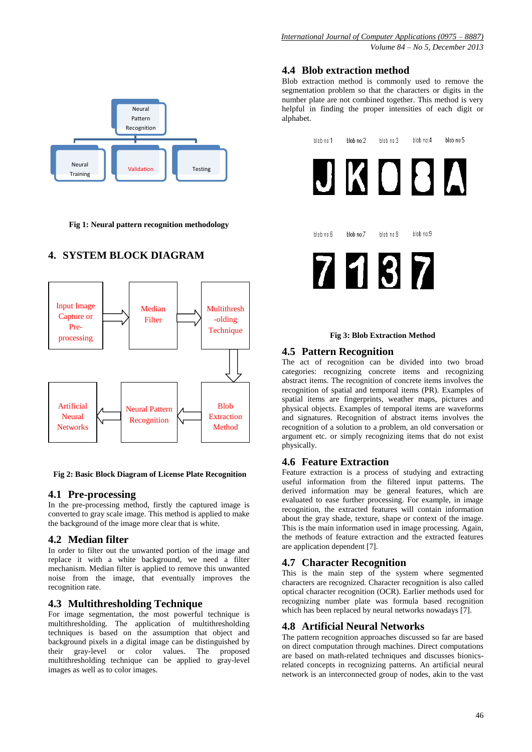Fig 1: Neural pattern recognition methodology

## 4. SYSTEM BLOCK DIAGRAM

Fig 2: Basic Block Diagram of License Plate Recognition

### 4.1 Pre-processing

In the pre-processing method, firstly the captured image is converted to gray scale image. This method is applied to make the background of the image more clear that is white.

### 4.2 Median filter

In order to filter out the unwanted portion of the image and replace it with a white background, we need a filter mechanism. Median filter is applied to remove this unwanted noise from the image, that eventually improves the recognition rate.

### 4.3 Multithresholding Technique

For image segmentation, the most powerful technique is multithresholding. The application of multithresholding techniques is based on the assumption that object and background pixels in a digital image can be distinguished by their gray-level or color values. The proposed multithresholding technique can be applied to gray-level images as well as to color images.

### 4.4 Blob extraction method

Blob extraction method is commonly used to remove the segmentation problem so that the characters or digits in the number plate are not combined together. This method is very helpful in finding the proper intensities of each digit or alphabet.

Fig 3: Blob Extraction Method

### 4.5 Pattern Recognition

The act of recognition can be divided into two broad categories: recognizing concrete items and recognizing abstract items. The recognition of concrete items involves the recognition of spatial and temporal items (PR). Examples of spatial items are fingerprints, weather maps, pictures and physical objects. Examples of temporal items are waveforms and signatures. Recognition of abstract items involves the recognition of a solution to a problem, an old conversation or argument etc. or simply recognizing items that do not exist physically.

### 4.6 Feature Extraction

Feature extraction is a process of studying and extracting useful information from the filtered input patterns. The derived information may be general features, which are evaluated to ease further processing. For example, in image recognition, the extracted features will contain information about the gray shade, texture, shape or context of the image. This is the main information used in image processing. Again, the methods of feature extraction and the extracted features are application dependent [7].

### 4.7 Character Recognition

This is the main step of the system where segmented characters are recognized. Character recognition is also called optical character recognition (OCR). Earlier methods used for recognizing number plate was formula based recognition which has been replaced by neural networks nowadays [7].

### 4.8 Artificial Neural Networks

The pattern recognition approaches discussed so far are based on direct computation through machines. Direct computations are based on math-related techniques and discusses bionics-related concepts in recognizing patterns. An artificial neural network is an interconnected group of nodes, akin to the vast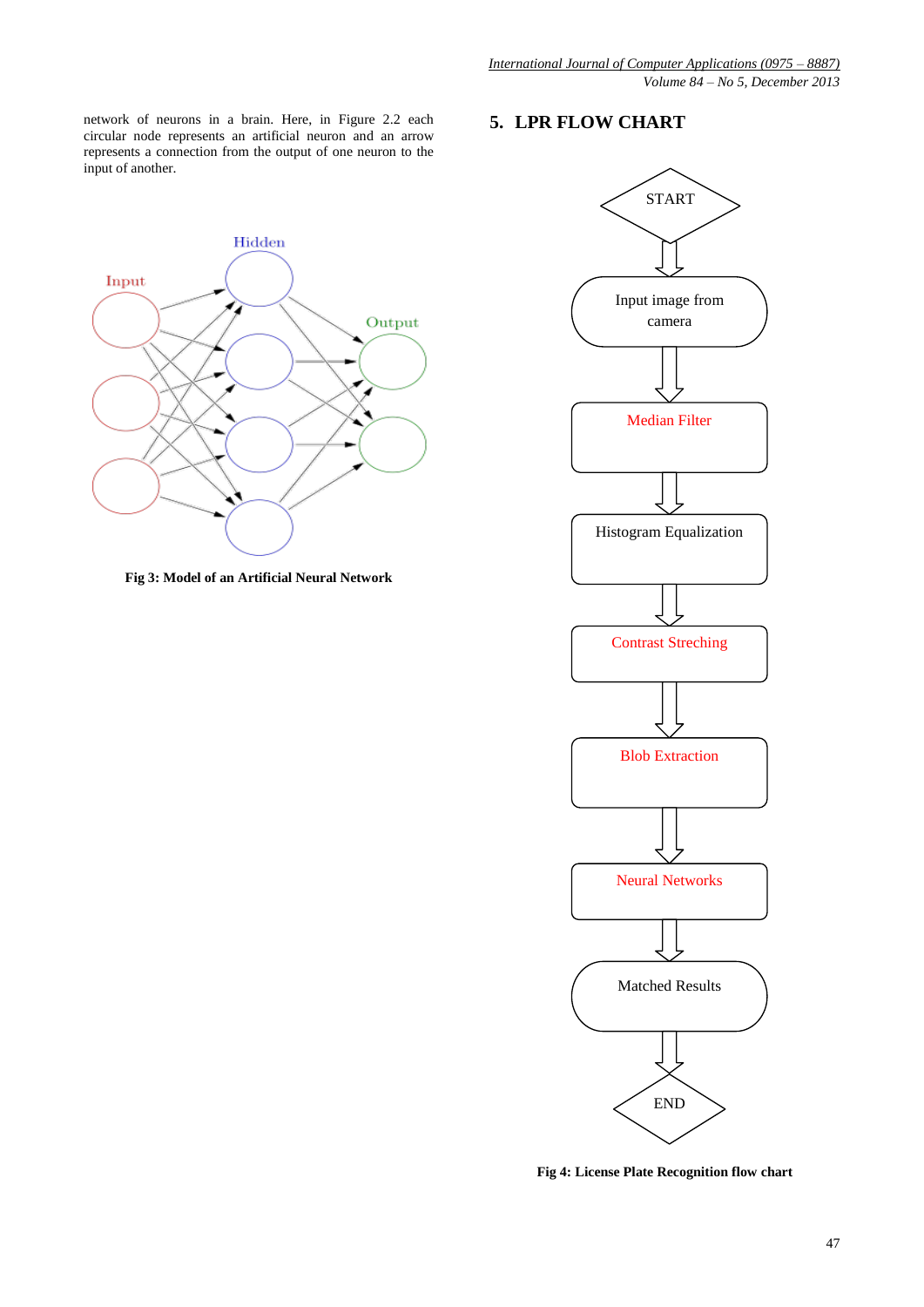network of neurons in a brain. Here, in Figure 2.2 each circular node represents an artificial neuron and an arrow represents a connection from the output of one neuron to the input of another.

**Fig 3: Model of an Artificial Neural Network**

## 5. LPR FLOW CHART

**Fig 4: License Plate Recognition flow chart**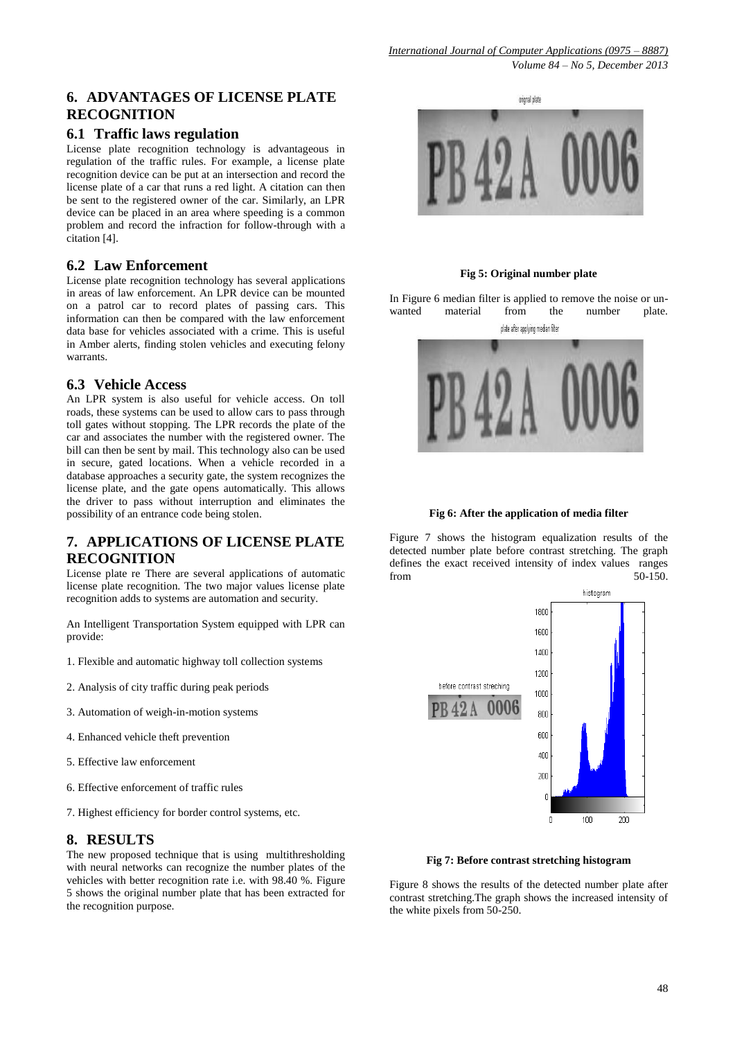## 6. ADVANTAGES OF LICENSE PLATE RECOGNITION

### 6.1 Traffic laws regulation

License plate recognition technology is advantageous in regulation of the traffic rules. For example, a license plate recognition device can be put at an intersection and record the license plate of a car that runs a red light. A citation can then be sent to the registered owner of the car. Similarly, an LPR device can be placed in an area where speeding is a common problem and record the infraction for follow-through with a citation [4].

### 6.2 Law Enforcement

License plate recognition technology has several applications in areas of law enforcement. An LPR device can be mounted on a patrol car to record plates of passing cars. This information can then be compared with the law enforcement data base for vehicles associated with a crime. This is useful in Amber alerts, finding stolen vehicles and executing felony warrants.

### 6.3 Vehicle Access

An LPR system is also useful for vehicle access. On toll roads, these systems can be used to allow cars to pass through toll gates without stopping. The LPR records the plate of the car and associates the number with the registered owner. The bill can then be sent by mail. This technology also can be used in secure, gated locations. When a vehicle recorded in a database approaches a security gate, the system recognizes the license plate, and the gate opens automatically. This allows the driver to pass without interruption and eliminates the possibility of an entrance code being stolen.

## 7. APPLICATIONS OF LICENSE PLATE RECOGNITION

License plate re There are several applications of automatic license plate recognition. The two major values license plate recognition adds to systems are automation and security.

An Intelligent Transportation System equipped with LPR can provide:

1. Flexible and automatic highway toll collection systems
2. Analysis of city traffic during peak periods
3. Automation of weigh-in-motion systems
4. Enhanced vehicle theft prevention
5. Effective law enforcement
6. Effective enforcement of traffic rules
7. Highest efficiency for border control systems, etc.

## 8. RESULTS

The new proposed technique that is using multithresholding with neural networks can recognize the number plates of the vehicles with better recognition rate i.e. with 98.40 %. Figure 5 shows the original number plate that has been extracted for the recognition purpose.

original plate

PB 42 A 0006

**Fig 5: Original number plate**

In Figure 6 median filter is applied to remove the noise or unwanted material from the number plate.

plate after applying median filter

PB 42 A 0006

**Fig 6: After the application of media filter**

Figure 7 shows the histogram equalization results of the detected number plate before contrast stretching. The graph defines the exact received intensity of index values ranges from 50-150.

before contrast streching

PB 42 A 0006

histogram

**Fig 7: Before contrast stretching histogram**

Figure 8 shows the results of the detected number plate after contrast stretching.The graph shows the increased intensity of the white pixels from 50-250.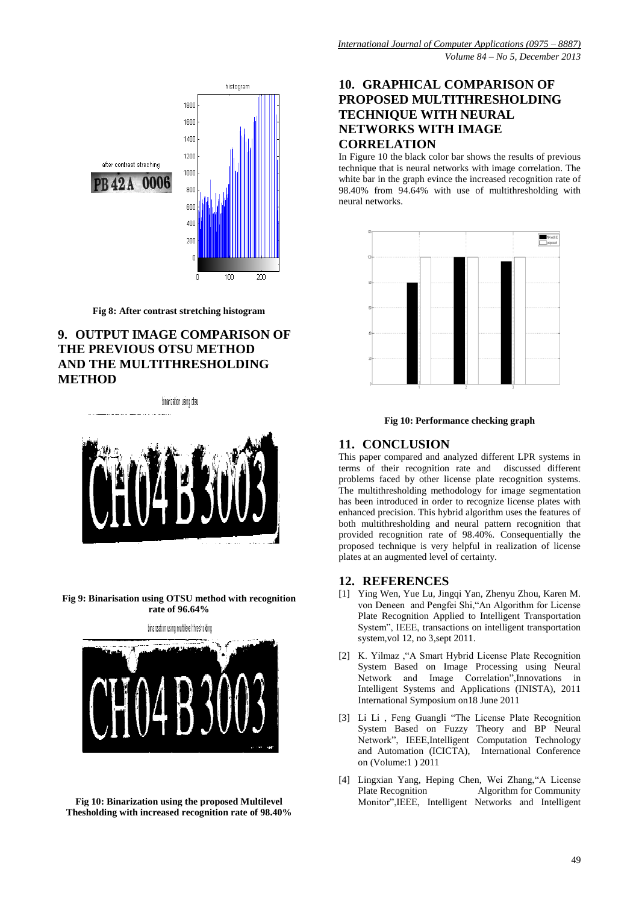Fig 8: After contrast stretching histogram

## 9. OUTPUT IMAGE COMPARISON OF THE PREVIOUS OTSU METHOD AND THE MULTITHRESHOLDING METHOD

Fig 9: Binarisation using OTSU method with recognition rate of 96.64%

Fig 10: Binarization using the proposed Multilevel Thesholding with increased recognition rate of 98.40%

## 10. GRAPHICAL COMPARISON OF PROPOSED MULTITHRESHOLDING TECHNIQUE WITH NEURAL NETWORKS WITH IMAGE CORRELATION

In Figure 10 the black color bar shows the results of previous technique that is neural networks with image correlation. The white bar in the graph evince the increased recognition rate of 98.40% from 94.64% with use of multithresholding with neural networks.

Fig 10: Performance checking graph

## 11. CONCLUSION

This paper compared and analyzed different LPR systems in terms of their recognition rate and discussed different problems faced by other license plate recognition systems. The multithresholding methodology for image segmentation has been introduced in order to recognize license plates with enhanced precision. This hybrid algorithm uses the features of both multithresholding and neural pattern recognition that provided recognition rate of 98.40%. Consequentially the proposed technique is very helpful in realization of license plates at an augmented level of certainty.

## 12. REFERENCES

[1] Ying Wen, Yue Lu, Jingqi Yan, Zhenyu Zhou, Karen M. von Deneen and Pengfei Shi,"An Algorithm for License Plate Recognition Applied to Intelligent Transportation System", IEEE, transactions on intelligent transportation system,vol 12, no 3,sept 2011.

[2] K. Yilmaz ,"A Smart Hybrid License Plate Recognition System Based on Image Processing using Neural Network and Image Correlation",Innovations in Intelligent Systems and Applications (INISTA), 2011 International Symposium on18 June 2011

[3] Li Li , Feng Guangli "The License Plate Recognition System Based on Fuzzy Theory and BP Neural Network", IEEE,Intelligent Computation Technology and Automation (ICICTA), International Conference on (Volume:1 ) 2011

[4] Lingxian Yang, Heping Chen, Wei Zhang,"A License Plate Recognition Algorithm for Community Monitor",IEEE, Intelligent Networks and Intelligent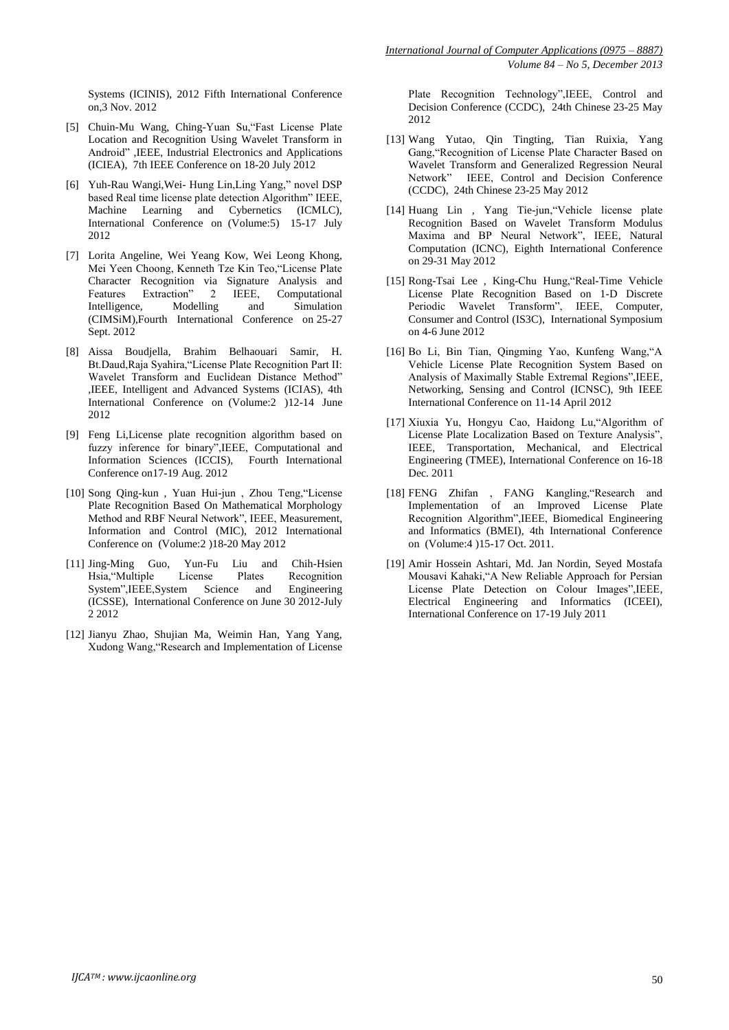Systems (ICINIS), 2012 Fifth International Conference on,3 Nov. 2012

[5] Chuin-Mu Wang, Ching-Yuan Su,"Fast License Plate Location and Recognition Using Wavelet Transform in Android" ,IEEE, Industrial Electronics and Applications (ICIEA), 7th IEEE Conference on 18-20 July 2012

[6] Yuh-Rau Wangi,Wei- Hung Lin,Ling Yang," novel DSP based Real time license plate detection Algorithm" IEEE, Machine Learning and Cybernetics (ICMLC), International Conference on (Volume:5) 15-17 July 2012

[7] Lorita Angeline, Wei Yeang Kow, Wei Leong Khong, Mei Yeen Choong, Kenneth Tze Kin Teo,"License Plate Character Recognition via Signature Analysis and Features Extraction" 2 IEEE, Computational Intelligence, Modelling and Simulation (CIMSiM),Fourth International Conference on 25-27 Sept. 2012

[8] Aissa Boudjella, Brahim Belhaouari Samir, H. Bt.Daud,Raja Syahira,"License Plate Recognition Part II: Wavelet Transform and Euclidean Distance Method" ,IEEE, Intelligent and Advanced Systems (ICIAS), 4th International Conference on (Volume:2 )12-14 June 2012

[9] Feng Li,License plate recognition algorithm based on fuzzy inference for binary",IEEE, Computational and Information Sciences (ICCIS), Fourth International Conference on17-19 Aug. 2012

[10] Song Qing-kun , Yuan Hui-jun , Zhou Teng,"License Plate Recognition Based On Mathematical Morphology Method and RBF Neural Network", IEEE, Measurement, Information and Control (MIC), 2012 International Conference on (Volume:2 )18-20 May 2012

[11] Jing-Ming Guo, Yun-Fu Liu and Chih-Hsien Hsia,"Multiple License Plates Recognition System",IEEE,System Science and Engineering (ICSSE), International Conference on June 30 2012-July 2 2012

[12] Jianyu Zhao, Shujian Ma, Weimin Han, Yang Yang, Xudong Wang,"Research and Implementation of License Plate Recognition Technology",IEEE, Control and Decision Conference (CCDC), 24th Chinese 23-25 May 2012

[13] Wang Yutao, Qin Tingting, Tian Ruixia, Yang Gang,"Recognition of License Plate Character Based on Wavelet Transform and Generalized Regression Neural Network" IEEE, Control and Decision Conference (CCDC), 24th Chinese 23-25 May 2012

[14] Huang Lin , Yang Tie-jun,"Vehicle license plate Recognition Based on Wavelet Transform Modulus Maxima and BP Neural Network", IEEE, Natural Computation (ICNC), Eighth International Conference on 29-31 May 2012

[15] Rong-Tsai Lee , King-Chu Hung,"Real-Time Vehicle License Plate Recognition Based on 1-D Discrete Periodic Wavelet Transform", IEEE, Computer, Consumer and Control (IS3C), International Symposium on 4-6 June 2012

[16] Bo Li, Bin Tian, Qingming Yao, Kunfeng Wang,"A Vehicle License Plate Recognition System Based on Analysis of Maximally Stable Extremal Regions",IEEE, Networking, Sensing and Control (ICNSC), 9th IEEE International Conference on 11-14 April 2012

[17] Xiuxia Yu, Hongyu Cao, Haidong Lu,"Algorithm of License Plate Localization Based on Texture Analysis", IEEE, Transportation, Mechanical, and Electrical Engineering (TMEE), International Conference on 16-18 Dec. 2011

[18] FENG Zhifan , FANG Kangling,"Research and Implementation of an Improved License Plate Recognition Algorithm",IEEE, Biomedical Engineering and Informatics (BMEI), 4th International Conference on (Volume:4 )15-17 Oct. 2011.

[19] Amir Hossein Ashtari, Md. Jan Nordin, Seyed Mostafa Mousavi Kahaki,"A New Reliable Approach for Persian License Plate Detection on Colour Images",IEEE, Electrical Engineering and Informatics (ICEEI), International Conference on 17-19 July 2011